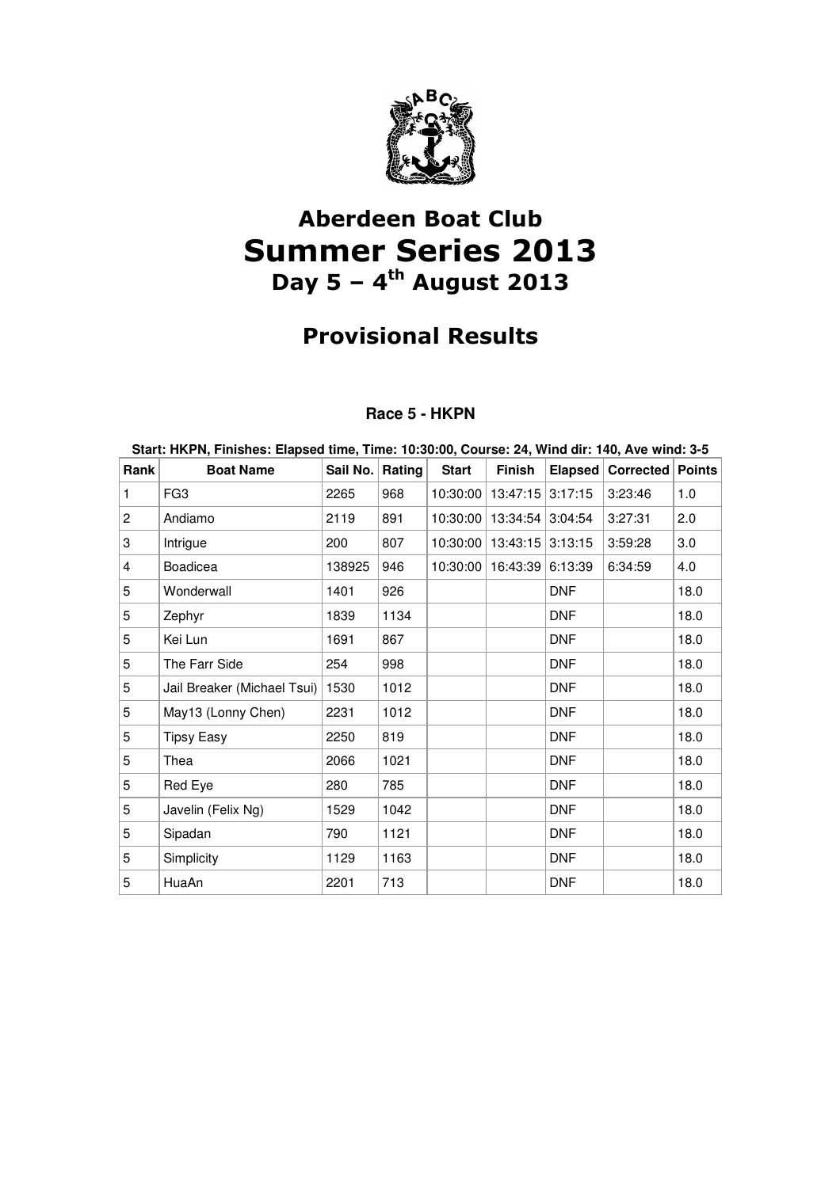# Aberdeen Boat Club

# Summer Series 2013

## Day 5 – 4th August 2013

## Provisional Results

### Race 5 - HKPN

**Start: HKPN, Finishes: Elapsed time, Time: 10:30:00, Course: 24, Wind dir: 140, Ave wind: 3-5**

| Rank | Boat Name | Sail No. | Rating | Start | Finish | Elapsed | Corrected | Points |
|---|---|---|---|---|---|---|---|---|
| 1 | FG3 | 2265 | 968 | 10:30:00 | 13:47:15 | 3:17:15 | 3:23:46 | 1.0 |
| 2 | Andiamo | 2119 | 891 | 10:30:00 | 13:34:54 | 3:04:54 | 3:27:31 | 2.0 |
| 3 | Intrigue | 200 | 807 | 10:30:00 | 13:43:15 | 3:13:15 | 3:59:28 | 3.0 |
| 4 | Boadicea | 138925 | 946 | 10:30:00 | 16:43:39 | 6:13:39 | 6:34:59 | 4.0 |
| 5 | Wonderwall | 1401 | 926 | | | DNF | | 18.0 |
| 5 | Zephyr | 1839 | 1134 | | | DNF | | 18.0 |
| 5 | Kei Lun | 1691 | 867 | | | DNF | | 18.0 |
| 5 | The Farr Side | 254 | 998 | | | DNF | | 18.0 |
| 5 | Jail Breaker (Michael Tsui) | 1530 | 1012 | | | DNF | | 18.0 |
| 5 | May13 (Lonny Chen) | 2231 | 1012 | | | DNF | | 18.0 |
| 5 | Tipsy Easy | 2250 | 819 | | | DNF | | 18.0 |
| 5 | Thea | 2066 | 1021 | | | DNF | | 18.0 |
| 5 | Red Eye | 280 | 785 | | | DNF | | 18.0 |
| 5 | Javelin (Felix Ng) | 1529 | 1042 | | | DNF | | 18.0 |
| 5 | Sipadan | 790 | 1121 | | | DNF | | 18.0 |
| 5 | Simplicity | 1129 | 1163 | | | DNF | | 18.0 |
| 5 | HuaAn | 2201 | 713 | | | DNF | | 18.0 |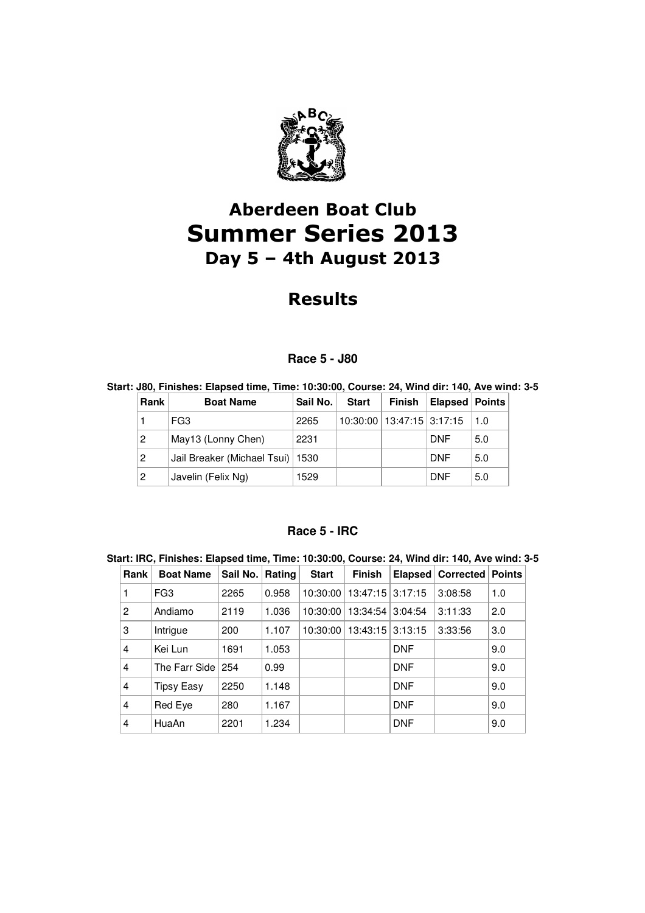# Aberdeen Boat Club

# Summer Series 2013

## Day 5 – 4th August 2013

## Results

### Race 5 - J80

**Start: J80, Finishes: Elapsed time, Time: 10:30:00, Course: 24, Wind dir: 140, Ave wind: 3-5**

| Rank | Boat Name | Sail No. | Start | Finish | Elapsed | Points |
|---|---|---|---|---|---|---|
| 1 | FG3 | 2265 | 10:30:00 | 13:47:15 | 3:17:15 | 1.0 |
| 2 | May13 (Lonny Chen) | 2231 | | | DNF | 5.0 |
| 2 | Jail Breaker (Michael Tsui) | 1530 | | | DNF | 5.0 |
| 2 | Javelin (Felix Ng) | 1529 | | | DNF | 5.0 |

### Race 5 - IRC

**Start: IRC, Finishes: Elapsed time, Time: 10:30:00, Course: 24, Wind dir: 140, Ave wind: 3-5**

| Rank | Boat Name | Sail No. | Rating | Start | Finish | Elapsed | Corrected | Points |
|---|---|---|---|---|---|---|---|---|
| 1 | FG3 | 2265 | 0.958 | 10:30:00 | 13:47:15 | 3:17:15 | 3:08:58 | 1.0 |
| 2 | Andiamo | 2119 | 1.036 | 10:30:00 | 13:34:54 | 3:04:54 | 3:11:33 | 2.0 |
| 3 | Intrigue | 200 | 1.107 | 10:30:00 | 13:43:15 | 3:13:15 | 3:33:56 | 3.0 |
| 4 | Kei Lun | 1691 | 1.053 | | | DNF | | 9.0 |
| 4 | The Farr Side | 254 | 0.99 | | | DNF | | 9.0 |
| 4 | Tipsy Easy | 2250 | 1.148 | | | DNF | | 9.0 |
| 4 | Red Eye | 280 | 1.167 | | | DNF | | 9.0 |
| 4 | HuaAn | 2201 | 1.234 | | | DNF | | 9.0 |